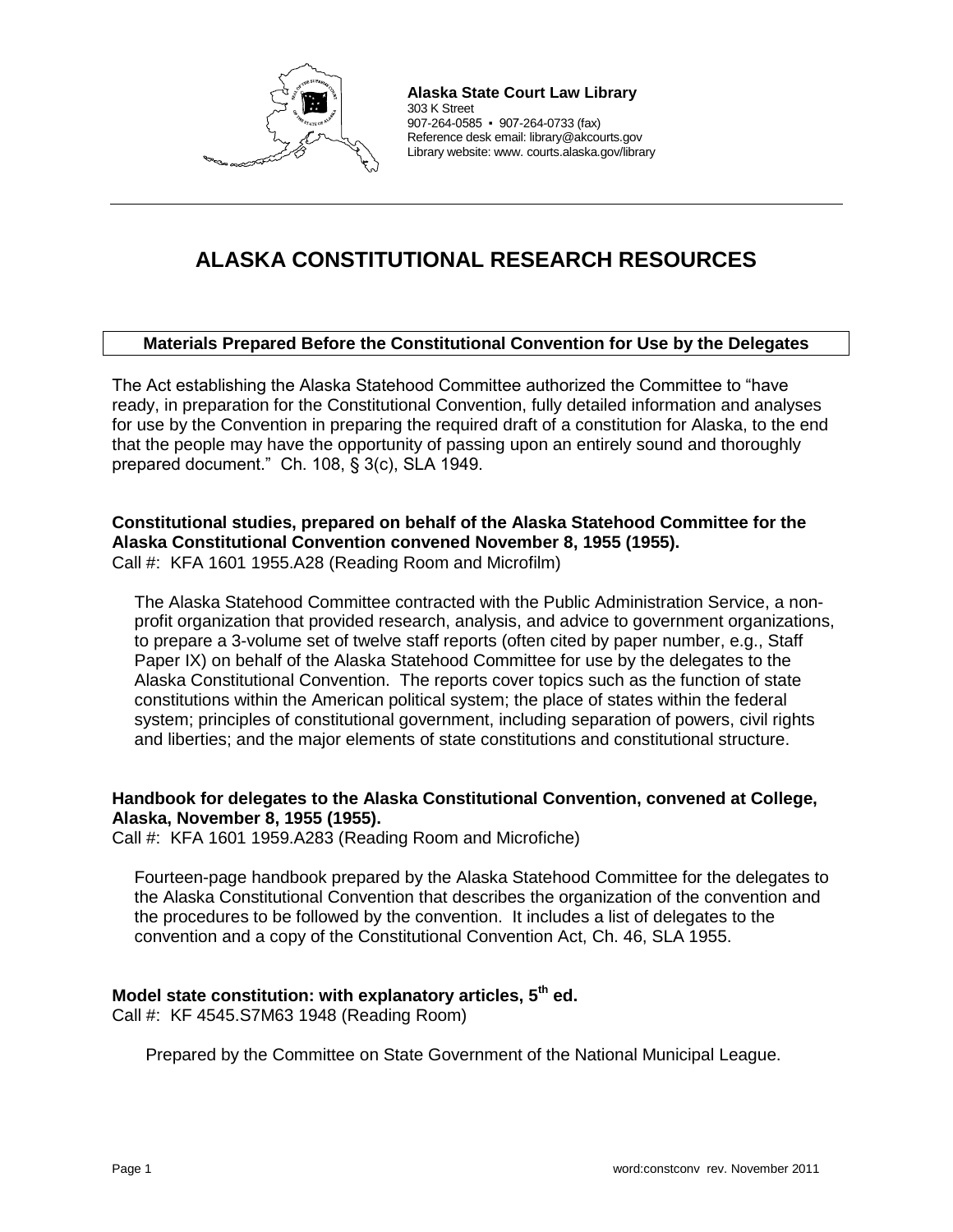**Alaska State Court Law Library**
303 K Street
907-264-0585 ▪ 907-264-0733 (fax)
Reference desk email: library@akcourts.gov
Library website: www. courts.alaska.gov/library

# ALASKA CONSTITUTIONAL RESEARCH RESOURCES

## Materials Prepared Before the Constitutional Convention for Use by the Delegates

The Act establishing the Alaska Statehood Committee authorized the Committee to "have ready, in preparation for the Constitutional Convention, fully detailed information and analyses for use by the Convention in preparing the required draft of a constitution for Alaska, to the end that the people may have the opportunity of passing upon an entirely sound and thoroughly prepared document." Ch. 108, § 3(c), SLA 1949.

**Constitutional studies, prepared on behalf of the Alaska Statehood Committee for the Alaska Constitutional Convention convened November 8, 1955 (1955).**
Call #: KFA 1601 1955.A28 (Reading Room and Microfilm)

The Alaska Statehood Committee contracted with the Public Administration Service, a non-profit organization that provided research, analysis, and advice to government organizations, to prepare a 3-volume set of twelve staff reports (often cited by paper number, e.g., Staff Paper IX) on behalf of the Alaska Statehood Committee for use by the delegates to the Alaska Constitutional Convention. The reports cover topics such as the function of state constitutions within the American political system; the place of states within the federal system; principles of constitutional government, including separation of powers, civil rights and liberties; and the major elements of state constitutions and constitutional structure.

**Handbook for delegates to the Alaska Constitutional Convention, convened at College, Alaska, November 8, 1955 (1955).**
Call #: KFA 1601 1959.A283 (Reading Room and Microfiche)

Fourteen-page handbook prepared by the Alaska Statehood Committee for the delegates to the Alaska Constitutional Convention that describes the organization of the convention and the procedures to be followed by the convention. It includes a list of delegates to the convention and a copy of the Constitutional Convention Act, Ch. 46, SLA 1955.

**Model state constitution: with explanatory articles, 5th ed.**
Call #: KF 4545.S7M63 1948 (Reading Room)

Prepared by the Committee on State Government of the National Municipal League.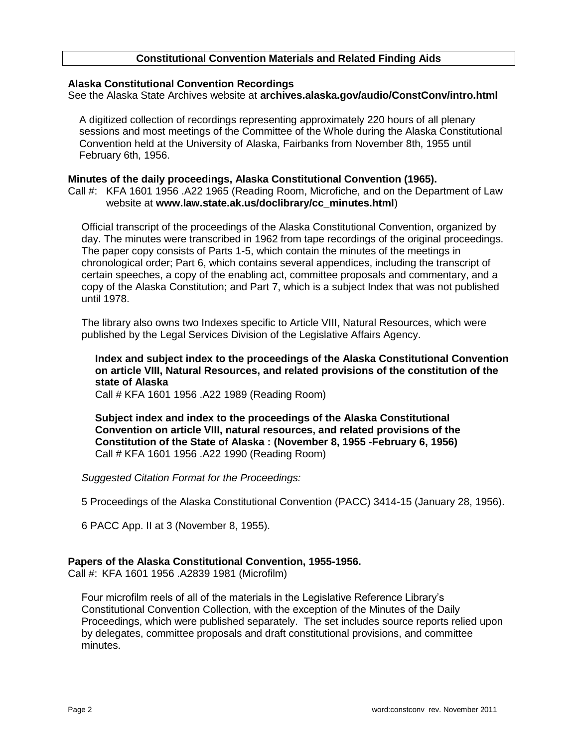## Constitutional Convention Materials and Related Finding Aids

### Alaska Constitutional Convention Recordings

See the Alaska State Archives website at **archives.alaska.gov/audio/ConstConv/intro.html**

A digitized collection of recordings representing approximately 220 hours of all plenary sessions and most meetings of the Committee of the Whole during the Alaska Constitutional Convention held at the University of Alaska, Fairbanks from November 8th, 1955 until February 6th, 1956.

### Minutes of the daily proceedings, Alaska Constitutional Convention (1965).

Call #: KFA 1601 1956 .A22 1965 (Reading Room, Microfiche, and on the Department of Law website at **www.law.state.ak.us/doclibrary/cc_minutes.html**)

Official transcript of the proceedings of the Alaska Constitutional Convention, organized by day. The minutes were transcribed in 1962 from tape recordings of the original proceedings. The paper copy consists of Parts 1-5, which contain the minutes of the meetings in chronological order; Part 6, which contains several appendices, including the transcript of certain speeches, a copy of the enabling act, committee proposals and commentary, and a copy of the Alaska Constitution; and Part 7, which is a subject Index that was not published until 1978.

The library also owns two Indexes specific to Article VIII, Natural Resources, which were published by the Legal Services Division of the Legislative Affairs Agency.

**Index and subject index to the proceedings of the Alaska Constitutional Convention on article VIII, Natural Resources, and related provisions of the constitution of the state of Alaska**
Call # KFA 1601 1956 .A22 1989 (Reading Room)

**Subject index and index to the proceedings of the Alaska Constitutional Convention on article VIII, natural resources, and related provisions of the Constitution of the State of Alaska : (November 8, 1955 -February 6, 1956)**
Call # KFA 1601 1956 .A22 1990 (Reading Room)

*Suggested Citation Format for the Proceedings:*

5 Proceedings of the Alaska Constitutional Convention (PACC) 3414-15 (January 28, 1956).

6 PACC App. II at 3 (November 8, 1955).

### Papers of the Alaska Constitutional Convention, 1955-1956.

Call #: KFA 1601 1956 .A2839 1981 (Microfilm)

Four microfilm reels of all of the materials in the Legislative Reference Library's Constitutional Convention Collection, with the exception of the Minutes of the Daily Proceedings, which were published separately. The set includes source reports relied upon by delegates, committee proposals and draft constitutional provisions, and committee minutes.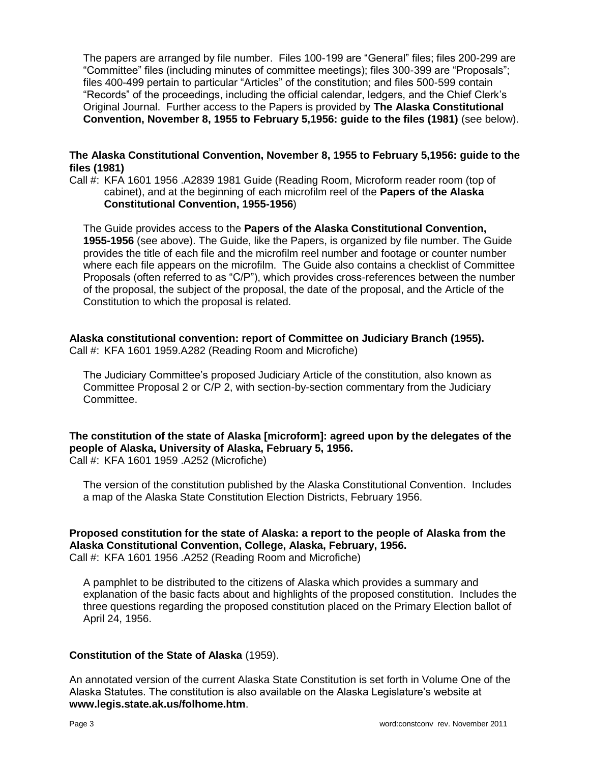The papers are arranged by file number. Files 100-199 are "General" files; files 200-299 are "Committee" files (including minutes of committee meetings); files 300-399 are "Proposals"; files 400-499 pertain to particular "Articles" of the constitution; and files 500-599 contain "Records" of the proceedings, including the official calendar, ledgers, and the Chief Clerk's Original Journal. Further access to the Papers is provided by **The Alaska Constitutional Convention, November 8, 1955 to February 5,1956: guide to the files (1981)** (see below).

**The Alaska Constitutional Convention, November 8, 1955 to February 5,1956: guide to the files (1981)**
Call #: KFA 1601 1956 .A2839 1981 Guide (Reading Room, Microform reader room (top of cabinet), and at the beginning of each microfilm reel of the **Papers of the Alaska Constitutional Convention, 1955-1956**)

The Guide provides access to the **Papers of the Alaska Constitutional Convention, 1955-1956** (see above). The Guide, like the Papers, is organized by file number. The Guide provides the title of each file and the microfilm reel number and footage or counter number where each file appears on the microfilm. The Guide also contains a checklist of Committee Proposals (often referred to as "C/P"), which provides cross-references between the number of the proposal, the subject of the proposal, the date of the proposal, and the Article of the Constitution to which the proposal is related.

**Alaska constitutional convention: report of Committee on Judiciary Branch (1955).**
Call #: KFA 1601 1959.A282 (Reading Room and Microfiche)

The Judiciary Committee's proposed Judiciary Article of the constitution, also known as Committee Proposal 2 or C/P 2, with section-by-section commentary from the Judiciary Committee.

**The constitution of the state of Alaska [microform]: agreed upon by the delegates of the people of Alaska, University of Alaska, February 5, 1956.**
Call #: KFA 1601 1959 .A252 (Microfiche)

The version of the constitution published by the Alaska Constitutional Convention. Includes a map of the Alaska State Constitution Election Districts, February 1956.

**Proposed constitution for the state of Alaska: a report to the people of Alaska from the Alaska Constitutional Convention, College, Alaska, February, 1956.**
Call #: KFA 1601 1956 .A252 (Reading Room and Microfiche)

A pamphlet to be distributed to the citizens of Alaska which provides a summary and explanation of the basic facts about and highlights of the proposed constitution. Includes the three questions regarding the proposed constitution placed on the Primary Election ballot of April 24, 1956.

**Constitution of the State of Alaska** (1959).

An annotated version of the current Alaska State Constitution is set forth in Volume One of the Alaska Statutes. The constitution is also available on the Alaska Legislature's website at **www.legis.state.ak.us/folhome.htm**.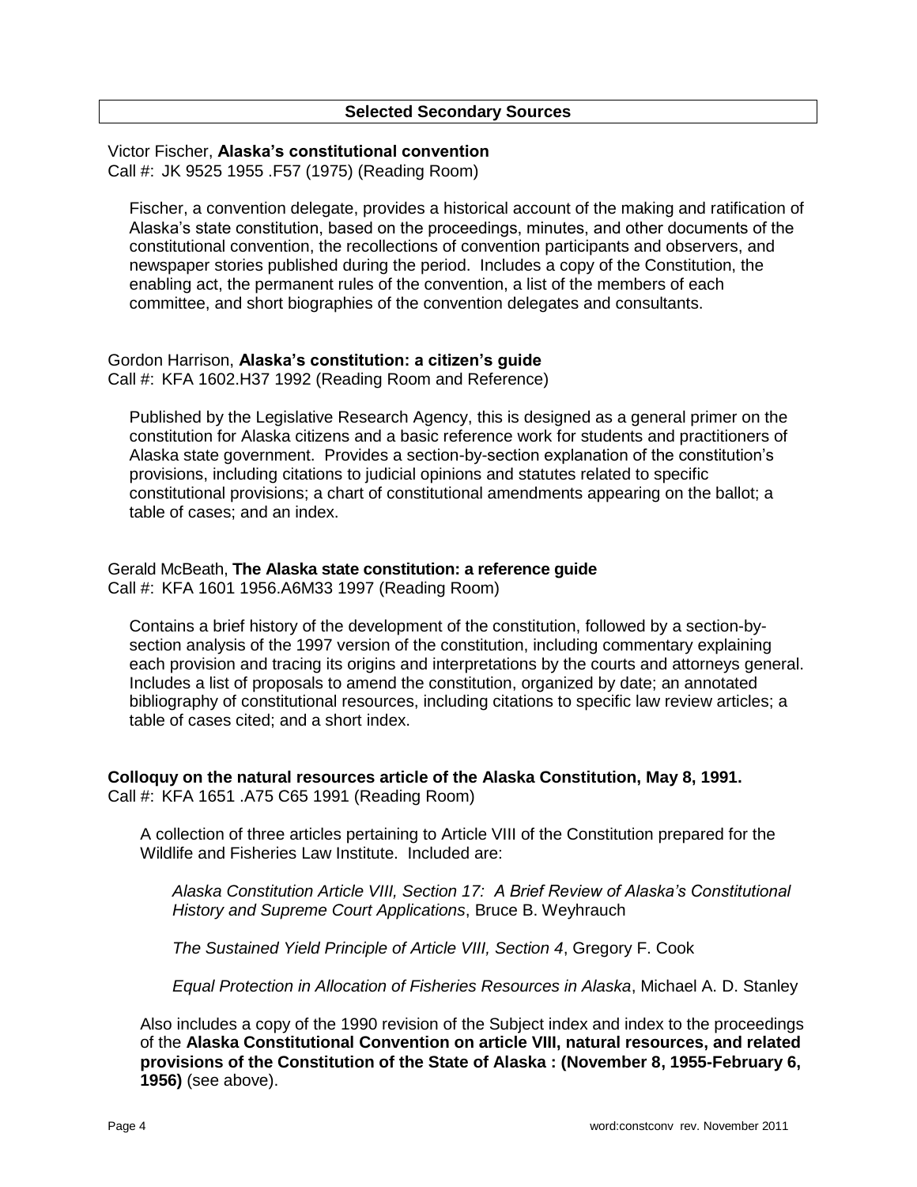## Selected Secondary Sources

Victor Fischer, **Alaska's constitutional convention**
Call #: JK 9525 1955 .F57 (1975) (Reading Room)

Fischer, a convention delegate, provides a historical account of the making and ratification of Alaska's state constitution, based on the proceedings, minutes, and other documents of the constitutional convention, the recollections of convention participants and observers, and newspaper stories published during the period. Includes a copy of the Constitution, the enabling act, the permanent rules of the convention, a list of the members of each committee, and short biographies of the convention delegates and consultants.

Gordon Harrison, **Alaska's constitution: a citizen's guide**
Call #: KFA 1602.H37 1992 (Reading Room and Reference)

Published by the Legislative Research Agency, this is designed as a general primer on the constitution for Alaska citizens and a basic reference work for students and practitioners of Alaska state government. Provides a section-by-section explanation of the constitution's provisions, including citations to judicial opinions and statutes related to specific constitutional provisions; a chart of constitutional amendments appearing on the ballot; a table of cases; and an index.

Gerald McBeath, **The Alaska state constitution: a reference guide**
Call #: KFA 1601 1956.A6M33 1997 (Reading Room)

Contains a brief history of the development of the constitution, followed by a section-by-section analysis of the 1997 version of the constitution, including commentary explaining each provision and tracing its origins and interpretations by the courts and attorneys general. Includes a list of proposals to amend the constitution, organized by date; an annotated bibliography of constitutional resources, including citations to specific law review articles; a table of cases cited; and a short index.

**Colloquy on the natural resources article of the Alaska Constitution, May 8, 1991.**
Call #: KFA 1651 .A75 C65 1991 (Reading Room)

A collection of three articles pertaining to Article VIII of the Constitution prepared for the Wildlife and Fisheries Law Institute. Included are:

*Alaska Constitution Article VIII, Section 17: A Brief Review of Alaska's Constitutional History and Supreme Court Applications*, Bruce B. Weyhrauch

*The Sustained Yield Principle of Article VIII, Section 4*, Gregory F. Cook

*Equal Protection in Allocation of Fisheries Resources in Alaska*, Michael A. D. Stanley

Also includes a copy of the 1990 revision of the Subject index and index to the proceedings of the **Alaska Constitutional Convention on article VIII, natural resources, and related provisions of the Constitution of the State of Alaska : (November 8, 1955-February 6, 1956)** (see above).